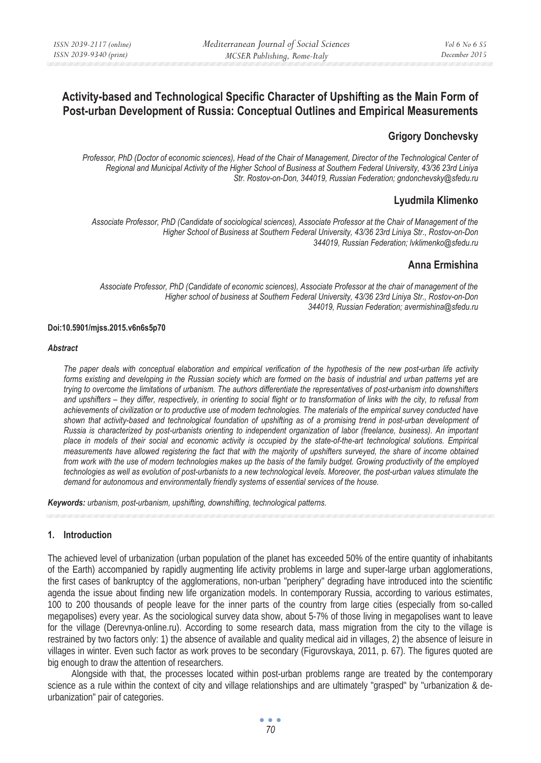# Activity-based and Technological Specific Character of Upshifting as the Main Form of Post-urban Development of Russia: Conceptual Outlines and Empirical Measurements

## Grigory Donchevsky

*Professor, PhD (Doctor of economic sciences), Head of the Chair of Management, Director of the Technological Center of Regional and Municipal Activity of the Higher School of Business at Southern Federal University, 43/36 23rd Liniya Str. Rostov-on-Don, 344019, Russian Federation; gndonchevsky@sfedu.ru*

## Lyudmila Klimenko

*Associate Professor, PhD (Candidate of sociological sciences), Associate Professor at the Chair of Management of the Higher School of Business at Southern Federal University, 43/36 23rd Liniya Str., Rostov-on-Don 344019, Russian Federation; lvklimenko@sfedu.ru*

## Anna Ermishina

*Associate Professor, PhD (Candidate of economic sciences), Associate Professor at the chair of management of the Higher school of business at Southern Federal University, 43/36 23rd Liniya Str., Rostov-on-Don 344019, Russian Federation; avermishina@sfedu.ru*

**Doi:10.5901/mjss.2015.v6n6s5p70**

***Abstract***

*The paper deals with conceptual elaboration and empirical verification of the hypothesis of the new post-urban life activity forms existing and developing in the Russian society which are formed on the basis of industrial and urban patterns yet are trying to overcome the limitations of urbanism. The authors differentiate the representatives of post-urbanism into downshifters and upshifters – they differ, respectively, in orienting to social flight or to transformation of links with the city, to refusal from achievements of civilization or to productive use of modern technologies. The materials of the empirical survey conducted have shown that activity-based and technological foundation of upshifting as of a promising trend in post-urban development of Russia is characterized by post-urbanists orienting to independent organization of labor (freelance, business). An important place in models of their social and economic activity is occupied by the state-of-the-art technological solutions. Empirical measurements have allowed registering the fact that with the majority of upshifters surveyed, the share of income obtained from work with the use of modern technologies makes up the basis of the family budget. Growing productivity of the employed technologies as well as evolution of post-urbanists to a new technological levels. Moreover, the post-urban values stimulate the demand for autonomous and environmentally friendly systems of essential services of the house.*

***Keywords:*** *urbanism, post-urbanism, upshifting, downshifting, technological patterns.*

## 1. Introduction

The achieved level of urbanization (urban population of the planet has exceeded 50% of the entire quantity of inhabitants of the Earth) accompanied by rapidly augmenting life activity problems in large and super-large urban agglomerations, the first cases of bankruptcy of the agglomerations, non-urban "periphery" degrading have introduced into the scientific agenda the issue about finding new life organization models. In contemporary Russia, according to various estimates, 100 to 200 thousands of people leave for the inner parts of the country from large cities (especially from so-called megapolises) every year. As the sociological survey data show, about 5-7% of those living in megapolises want to leave for the village (Derevnya-online.ru). According to some research data, mass migration from the city to the village is restrained by two factors only: 1) the absence of available and quality medical aid in villages, 2) the absence of leisure in villages in winter. Even such factor as work proves to be secondary (Figurovskaya, 2011, p. 67). The figures quoted are big enough to draw the attention of researchers.

Alongside with that, the processes located within post-urban problems range are treated by the contemporary science as a rule within the context of city and village relationships and are ultimately "grasped" by "urbanization & de-urbanization" pair of categories.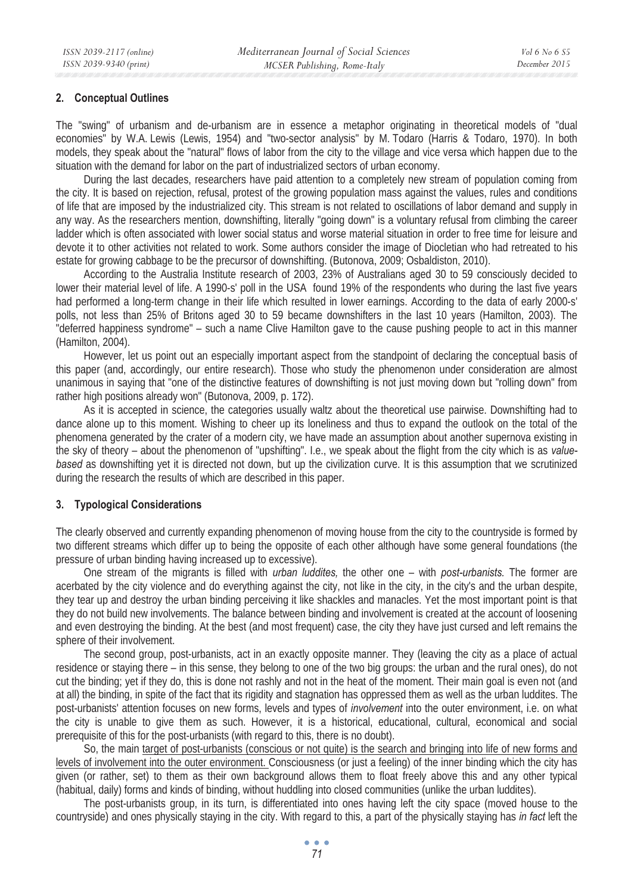## 2. Conceptual Outlines

The "swing" of urbanism and de-urbanism are in essence a metaphor originating in theoretical models of "dual economies" by W.A. Lewis (Lewis, 1954) and "two-sector analysis" by M. Todaro (Harris & Todaro, 1970). In both models, they speak about the "natural" flows of labor from the city to the village and vice versa which happen due to the situation with the demand for labor on the part of industrialized sectors of urban economy.

During the last decades, researchers have paid attention to a completely new stream of population coming from the city. It is based on rejection, refusal, protest of the growing population mass against the values, rules and conditions of life that are imposed by the industrialized city. This stream is not related to oscillations of labor demand and supply in any way. As the researchers mention, downshifting, literally "going down" is a voluntary refusal from climbing the career ladder which is often associated with lower social status and worse material situation in order to free time for leisure and devote it to other activities not related to work. Some authors consider the image of Diocletian who had retreated to his estate for growing cabbage to be the precursor of downshifting. (Butonova, 2009; Osbaldiston, 2010).

According to the Australia Institute research of 2003, 23% of Australians aged 30 to 59 consciously decided to lower their material level of life. A 1990-s' poll in the USA found 19% of the respondents who during the last five years had performed a long-term change in their life which resulted in lower earnings. According to the data of early 2000-s' polls, not less than 25% of Britons aged 30 to 59 became downshifters in the last 10 years (Hamilton, 2003). The "deferred happiness syndrome" – such a name Clive Hamilton gave to the cause pushing people to act in this manner (Hamilton, 2004).

However, let us point out an especially important aspect from the standpoint of declaring the conceptual basis of this paper (and, accordingly, our entire research). Those who study the phenomenon under consideration are almost unanimous in saying that "one of the distinctive features of downshifting is not just moving down but "rolling down" from rather high positions already won" (Butonova, 2009, p. 172).

As it is accepted in science, the categories usually waltz about the theoretical use pairwise. Downshifting had to dance alone up to this moment. Wishing to cheer up its loneliness and thus to expand the outlook on the total of the phenomena generated by the crater of a modern city, we have made an assumption about another supernova existing in the sky of theory – about the phenomenon of "upshifting". I.e., we speak about the flight from the city which is as *value-based* as downshifting yet it is directed not down, but up the civilization curve. It is this assumption that we scrutinized during the research the results of which are described in this paper.

## 3. Typological Considerations

The clearly observed and currently expanding phenomenon of moving house from the city to the countryside is formed by two different streams which differ up to being the opposite of each other although have some general foundations (the pressure of urban binding having increased up to excessive).

One stream of the migrants is filled with *urban luddites,* the other one – with *post-urbanists.* The former are acerbated by the city violence and do everything against the city, not like in the city, in the city's and the urban despite, they tear up and destroy the urban binding perceiving it like shackles and manacles. Yet the most important point is that they do not build new involvements. The balance between binding and involvement is created at the account of loosening and even destroying the binding. At the best (and most frequent) case, the city they have just cursed and left remains the sphere of their involvement.

The second group, post-urbanists, act in an exactly opposite manner. They (leaving the city as a place of actual residence or staying there – in this sense, they belong to one of the two big groups: the urban and the rural ones), do not cut the binding; yet if they do, this is done not rashly and not in the heat of the moment. Their main goal is even not (and at all) the binding, in spite of the fact that its rigidity and stagnation has oppressed them as well as the urban luddites. The post-urbanists' attention focuses on new forms, levels and types of *involvement* into the outer environment, i.e. on what the city is unable to give them as such. However, it is a historical, educational, cultural, economical and social prerequisite of this for the post-urbanists (with regard to this, there is no doubt).

So, the main target of post-urbanists (conscious or not quite) is the search and bringing into life of new forms and levels of involvement into the outer environment. Consciousness (or just a feeling) of the inner binding which the city has given (or rather, set) to them as their own background allows them to float freely above this and any other typical (habitual, daily) forms and kinds of binding, without huddling into closed communities (unlike the urban luddites).

The post-urbanists group, in its turn, is differentiated into ones having left the city space (moved house to the countryside) and ones physically staying in the city. With regard to this, a part of the physically staying has *in fact* left the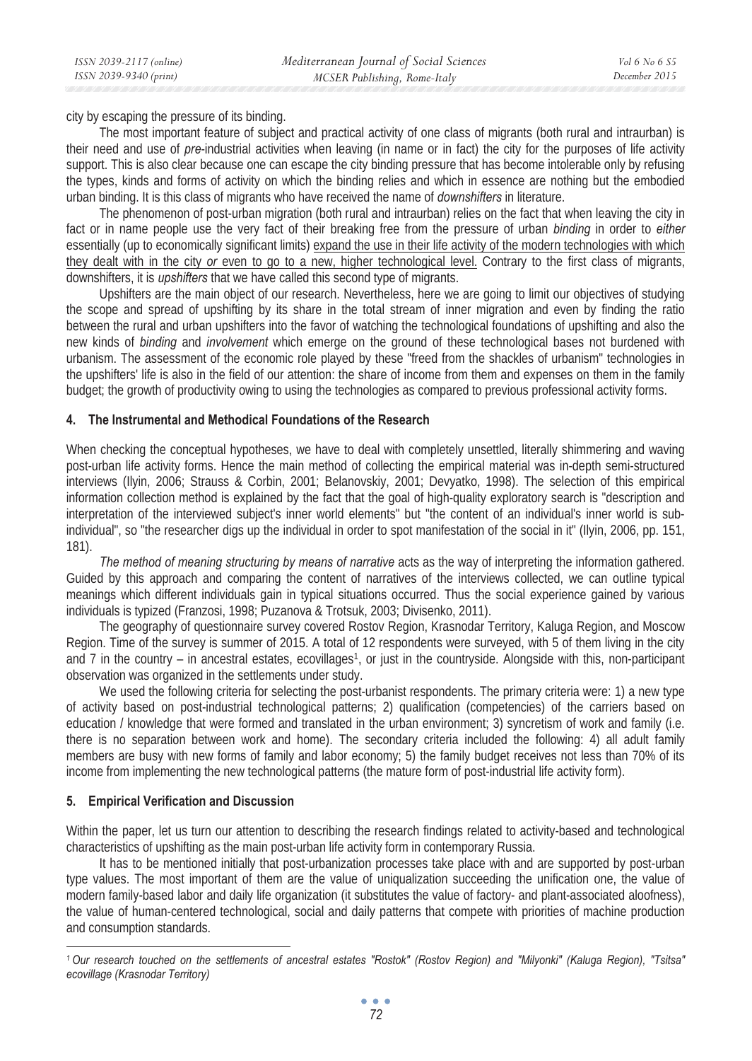city by escaping the pressure of its binding.

The most important feature of subject and practical activity of one class of migrants (both rural and intraurban) is their need and use of *pre*-industrial activities when leaving (in name or in fact) the city for the purposes of life activity support. This is also clear because one can escape the city binding pressure that has become intolerable only by refusing the types, kinds and forms of activity on which the binding relies and which in essence are nothing but the embodied urban binding. It is this class of migrants who have received the name of *downshifters* in literature.

The phenomenon of post-urban migration (both rural and intraurban) relies on the fact that when leaving the city in fact or in name people use the very fact of their breaking free from the pressure of urban *binding* in order to *either* essentially (up to economically significant limits) expand the use in their life activity of the modern technologies with which they dealt with in the city *or* even to go to a new, higher technological level. Contrary to the first class of migrants, downshifters, it is *upshifters* that we have called this second type of migrants.

Upshifters are the main object of our research. Nevertheless, here we are going to limit our objectives of studying the scope and spread of upshifting by its share in the total stream of inner migration and even by finding the ratio between the rural and urban upshifters into the favor of watching the technological foundations of upshifting and also the new kinds of *binding* and *involvement* which emerge on the ground of these technological bases not burdened with urbanism. The assessment of the economic role played by these "freed from the shackles of urbanism" technologies in the upshifters' life is also in the field of our attention: the share of income from them and expenses on them in the family budget; the growth of productivity owing to using the technologies as compared to previous professional activity forms.

## 4. The Instrumental and Methodical Foundations of the Research

When checking the conceptual hypotheses, we have to deal with completely unsettled, literally shimmering and waving post-urban life activity forms. Hence the main method of collecting the empirical material was in-depth semi-structured interviews (Ilyin, 2006; Strauss & Corbin, 2001; Belanovskiy, 2001; Devyatko, 1998). The selection of this empirical information collection method is explained by the fact that the goal of high-quality exploratory search is "description and interpretation of the interviewed subject's inner world elements" but "the content of an individual's inner world is sub-individual", so "the researcher digs up the individual in order to spot manifestation of the social in it" (Ilyin, 2006, pp. 151, 181).

*The method of meaning structuring by means of narrative* acts as the way of interpreting the information gathered. Guided by this approach and comparing the content of narratives of the interviews collected, we can outline typical meanings which different individuals gain in typical situations occurred. Thus the social experience gained by various individuals is typized (Franzosi, 1998; Puzanova & Trotsuk, 2003; Divisenko, 2011).

The geography of questionnaire survey covered Rostov Region, Krasnodar Territory, Kaluga Region, and Moscow Region. Time of the survey is summer of 2015. A total of 12 respondents were surveyed, with 5 of them living in the city and 7 in the country – in ancestral estates, ecovillages[1], or just in the countryside. Alongside with this, non-participant observation was organized in the settlements under study.

We used the following criteria for selecting the post-urbanist respondents. The primary criteria were: 1) a new type of activity based on post-industrial technological patterns; 2) qualification (competencies) of the carriers based on education / knowledge that were formed and translated in the urban environment; 3) syncretism of work and family (i.e. there is no separation between work and home). The secondary criteria included the following: 4) all adult family members are busy with new forms of family and labor economy; 5) the family budget receives not less than 70% of its income from implementing the new technological patterns (the mature form of post-industrial life activity form).

## 5. Empirical Verification and Discussion

Within the paper, let us turn our attention to describing the research findings related to activity-based and technological characteristics of upshifting as the main post-urban life activity form in contemporary Russia.

It has to be mentioned initially that post-urbanization processes take place with and are supported by post-urban type values. The most important of them are the value of uniqualization succeeding the unification one, the value of modern family-based labor and daily life organization (it substitutes the value of factory- and plant-associated aloofness), the value of human-centered technological, social and daily patterns that compete with priorities of machine production and consumption standards.

---

[1] *Our research touched on the settlements of ancestral estates "Rostok" (Rostov Region) and "Milyonki" (Kaluga Region), "Tsitsa" ecovillage (Krasnodar Territory)*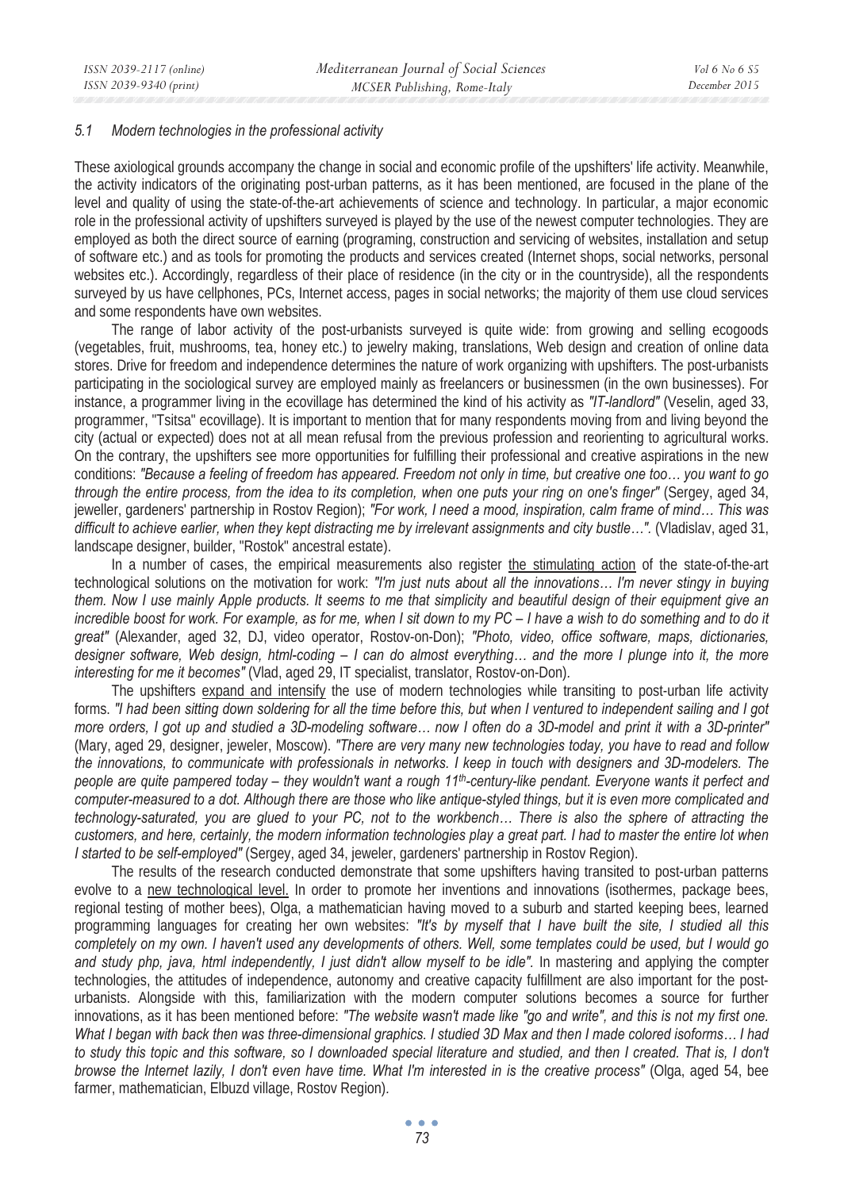### *5.1 Modern technologies in the professional activity*

These axiological grounds accompany the change in social and economic profile of the upshifters' life activity. Meanwhile, the activity indicators of the originating post-urban patterns, as it has been mentioned, are focused in the plane of the level and quality of using the state-of-the-art achievements of science and technology. In particular, a major economic role in the professional activity of upshifters surveyed is played by the use of the newest computer technologies. They are employed as both the direct source of earning (programing, construction and servicing of websites, installation and setup of software etc.) and as tools for promoting the products and services created (Internet shops, social networks, personal websites etc.). Accordingly, regardless of their place of residence (in the city or in the countryside), all the respondents surveyed by us have cellphones, PCs, Internet access, pages in social networks; the majority of them use cloud services and some respondents have own websites.

The range of labor activity of the post-urbanists surveyed is quite wide: from growing and selling ecogoods (vegetables, fruit, mushrooms, tea, honey etc.) to jewelry making, translations, Web design and creation of online data stores. Drive for freedom and independence determines the nature of work organizing with upshifters. The post-urbanists participating in the sociological survey are employed mainly as freelancers or businessmen (in the own businesses). For instance, a programmer living in the ecovillage has determined the kind of his activity as *"IT-landlord"* (Veselin, aged 33, programmer, "Tsitsa" ecovillage). It is important to mention that for many respondents moving from and living beyond the city (actual or expected) does not at all mean refusal from the previous profession and reorienting to agricultural works. On the contrary, the upshifters see more opportunities for fulfilling their professional and creative aspirations in the new conditions: *"Because a feeling of freedom has appeared. Freedom not only in time, but creative one too… you want to go through the entire process, from the idea to its completion, when one puts your ring on one's finger"* (Sergey, aged 34, jeweller, gardeners' partnership in Rostov Region); *"For work, I need a mood, inspiration, calm frame of mind… This was difficult to achieve earlier, when they kept distracting me by irrelevant assignments and city bustle…".* (Vladislav, aged 31, landscape designer, builder, "Rostok" ancestral estate).

In a number of cases, the empirical measurements also register <u>the stimulating action</u> of the state-of-the-art technological solutions on the motivation for work: *"I'm just nuts about all the innovations… I'm never stingy in buying them. Now I use mainly Apple products. It seems to me that simplicity and beautiful design of their equipment give an incredible boost for work. For example, as for me, when I sit down to my PC – I have a wish to do something and to do it great"* (Alexander, aged 32, DJ, video operator, Rostov-on-Don); *"Photo, video, office software, maps, dictionaries, designer software, Web design, html-coding – I can do almost everything… and the more I plunge into it, the more interesting for me it becomes"* (Vlad, aged 29, IT specialist, translator, Rostov-on-Don).

The upshifters <u>expand and intensify</u> the use of modern technologies while transiting to post-urban life activity forms. *"I had been sitting down soldering for all the time before this, but when I ventured to independent sailing and I got more orders, I got up and studied a 3D-modeling software… now I often do a 3D-model and print it with a 3D-printer"* (Mary, aged 29, designer, jeweler, Moscow). *"There are very many new technologies today, you have to read and follow the innovations, to communicate with professionals in networks. I keep in touch with designers and 3D-modelers. The people are quite pampered today – they wouldn't want a rough 11th-century-like pendant. Everyone wants it perfect and computer-measured to a dot. Although there are those who like antique-styled things, but it is even more complicated and technology-saturated, you are glued to your PC, not to the workbench… There is also the sphere of attracting the customers, and here, certainly, the modern information technologies play a great part. I had to master the entire lot when I started to be self-employed"* (Sergey, aged 34, jeweler, gardeners' partnership in Rostov Region).

The results of the research conducted demonstrate that some upshifters having transited to post-urban patterns evolve to a <u>new technological level.</u> In order to promote her inventions and innovations (isothermes, package bees, regional testing of mother bees), Olga, a mathematician having moved to a suburb and started keeping bees, learned programming languages for creating her own websites: *"It's by myself that I have built the site, I studied all this completely on my own. I haven't used any developments of others. Well, some templates could be used, but I would go and study php, java, html independently, I just didn't allow myself to be idle".* In mastering and applying the compter technologies, the attitudes of independence, autonomy and creative capacity fulfillment are also important for the post-urbanists. Alongside with this, familiarization with the modern computer solutions becomes a source for further innovations, as it has been mentioned before: *"The website wasn't made like "go and write", and this is not my first one. What I began with back then was three-dimensional graphics. I studied 3D Max and then I made colored isoforms… I had to study this topic and this software, so I downloaded special literature and studied, and then I created. That is, I don't browse the Internet lazily, I don't even have time. What I'm interested in is the creative process"* (Olga, aged 54, bee farmer, mathematician, Elbuzd village, Rostov Region).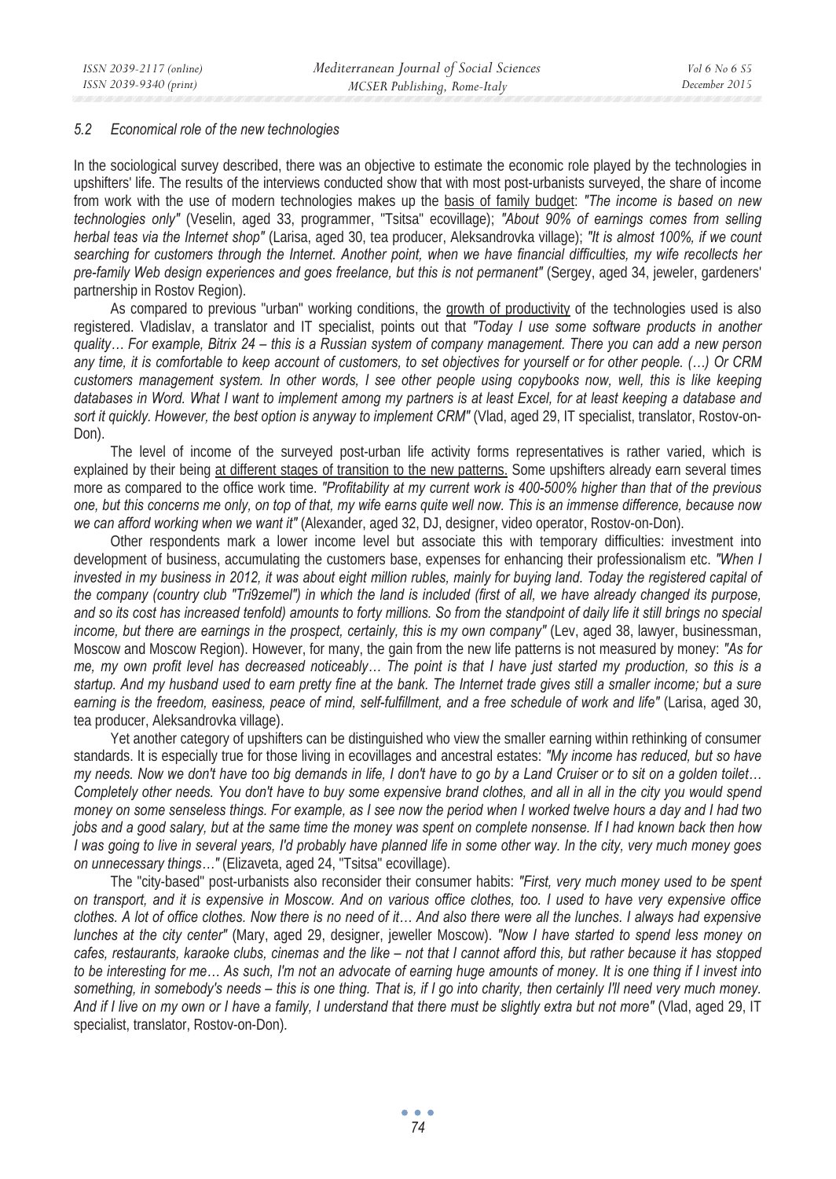*5.2 Economical role of the new technologies*

In the sociological survey described, there was an objective to estimate the economic role played by the technologies in upshifters' life. The results of the interviews conducted show that with most post-urbanists surveyed, the share of income from work with the use of modern technologies makes up the basis of family budget: *"The income is based on new technologies only"* (Veselin, aged 33, programmer, "Tsitsa" ecovillage); *"About 90% of earnings comes from selling herbal teas via the Internet shop"* (Larisa, aged 30, tea producer, Aleksandrovka village); *"It is almost 100%, if we count searching for customers through the Internet. Another point, when we have financial difficulties, my wife recollects her pre-family Web design experiences and goes freelance, but this is not permanent"* (Sergey, aged 34, jeweler, gardeners' partnership in Rostov Region).

As compared to previous "urban" working conditions, the growth of productivity of the technologies used is also registered. Vladislav, a translator and IT specialist, points out that *"Today I use some software products in another quality… For example, Bitrix 24 – this is a Russian system of company management. There you can add a new person any time, it is comfortable to keep account of customers, to set objectives for yourself or for other people. (…) Or CRM customers management system. In other words, I see other people using copybooks now, well, this is like keeping databases in Word. What I want to implement among my partners is at least Excel, for at least keeping a database and sort it quickly. However, the best option is anyway to implement CRM"* (Vlad, aged 29, IT specialist, translator, Rostov-on-Don).

The level of income of the surveyed post-urban life activity forms representatives is rather varied, which is explained by their being at different stages of transition to the new patterns. Some upshifters already earn several times more as compared to the office work time. *"Profitability at my current work is 400-500% higher than that of the previous one, but this concerns me only, on top of that, my wife earns quite well now. This is an immense difference, because now we can afford working when we want it"* (Alexander, aged 32, DJ, designer, video operator, Rostov-on-Don).

Other respondents mark a lower income level but associate this with temporary difficulties: investment into development of business, accumulating the customers base, expenses for enhancing their professionalism etc. *"When I invested in my business in 2012, it was about eight million rubles, mainly for buying land. Today the registered capital of the company (country club "Tri9zemel") in which the land is included (first of all, we have already changed its purpose, and so its cost has increased tenfold) amounts to forty millions. So from the standpoint of daily life it still brings no special income, but there are earnings in the prospect, certainly, this is my own company"* (Lev, aged 38, lawyer, businessman, Moscow and Moscow Region). However, for many, the gain from the new life patterns is not measured by money: *"As for me, my own profit level has decreased noticeably… The point is that I have just started my production, so this is a startup. And my husband used to earn pretty fine at the bank. The Internet trade gives still a smaller income; but a sure earning is the freedom, easiness, peace of mind, self-fulfillment, and a free schedule of work and life"* (Larisa, aged 30, tea producer, Aleksandrovka village).

Yet another category of upshifters can be distinguished who view the smaller earning within rethinking of consumer standards. It is especially true for those living in ecovillages and ancestral estates: *"My income has reduced, but so have my needs. Now we don't have too big demands in life, I don't have to go by a Land Cruiser or to sit on a golden toilet… Completely other needs. You don't have to buy some expensive brand clothes, and all in all in the city you would spend money on some senseless things. For example, as I see now the period when I worked twelve hours a day and I had two jobs and a good salary, but at the same time the money was spent on complete nonsense. If I had known back then how I was going to live in several years, I'd probably have planned life in some other way. In the city, very much money goes on unnecessary things…"* (Elizaveta, aged 24, "Tsitsa" ecovillage).

The "city-based" post-urbanists also reconsider their consumer habits: *"First, very much money used to be spent on transport, and it is expensive in Moscow. And on various office clothes, too. I used to have very expensive office clothes. A lot of office clothes. Now there is no need of it… And also there were all the lunches. I always had expensive lunches at the city center"* (Mary, aged 29, designer, jeweller Moscow). *"Now I have started to spend less money on cafes, restaurants, karaoke clubs, cinemas and the like – not that I cannot afford this, but rather because it has stopped to be interesting for me… As such, I'm not an advocate of earning huge amounts of money. It is one thing if I invest into something, in somebody's needs – this is one thing. That is, if I go into charity, then certainly I'll need very much money. And if I live on my own or I have a family, I understand that there must be slightly extra but not more"* (Vlad, aged 29, IT specialist, translator, Rostov-on-Don).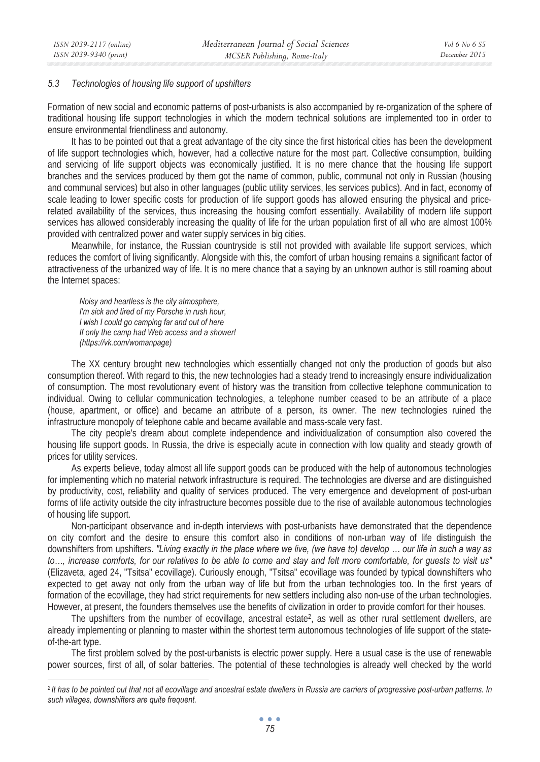### *5.3 Technologies of housing life support of upshifters*

Formation of new social and economic patterns of post-urbanists is also accompanied by re-organization of the sphere of traditional housing life support technologies in which the modern technical solutions are implemented too in order to ensure environmental friendliness and autonomy.

It has to be pointed out that a great advantage of the city since the first historical cities has been the development of life support technologies which, however, had a collective nature for the most part. Collective consumption, building and servicing of life support objects was economically justified. It is no mere chance that the housing life support branches and the services produced by them got the name of common, public, communal not only in Russian (housing and communal services) but also in other languages (public utility services, les services publics). And in fact, economy of scale leading to lower specific costs for production of life support goods has allowed ensuring the physical and price-related availability of the services, thus increasing the housing comfort essentially. Availability of modern life support services has allowed considerably increasing the quality of life for the urban population first of all who are almost 100% provided with centralized power and water supply services in big cities.

Meanwhile, for instance, the Russian countryside is still not provided with available life support services, which reduces the comfort of living significantly. Alongside with this, the comfort of urban housing remains a significant factor of attractiveness of the urbanized way of life. It is no mere chance that a saying by an unknown author is still roaming about the Internet spaces:

> *Noisy and heartless is the city atmosphere,*
> *I'm sick and tired of my Porsche in rush hour,*
> *I wish I could go camping far and out of here*
> *If only the camp had Web access and a shower!*
> *(https://vk.com/womanpage)*

The XX century brought new technologies which essentially changed not only the production of goods but also consumption thereof. With regard to this, the new technologies had a steady trend to increasingly ensure individualization of consumption. The most revolutionary event of history was the transition from collective telephone communication to individual. Owing to cellular communication technologies, a telephone number ceased to be an attribute of a place (house, apartment, or office) and became an attribute of a person, its owner. The new technologies ruined the infrastructure monopoly of telephone cable and became available and mass-scale very fast.

The city people's dream about complete independence and individualization of consumption also covered the housing life support goods. In Russia, the drive is especially acute in connection with low quality and steady growth of prices for utility services.

As experts believe, today almost all life support goods can be produced with the help of autonomous technologies for implementing which no material network infrastructure is required. The technologies are diverse and are distinguished by productivity, cost, reliability and quality of services produced. The very emergence and development of post-urban forms of life activity outside the city infrastructure becomes possible due to the rise of available autonomous technologies of housing life support.

Non-participant observance and in-depth interviews with post-urbanists have demonstrated that the dependence on city comfort and the desire to ensure this comfort also in conditions of non-urban way of life distinguish the downshifters from upshifters. *"Living exactly in the place where we live, (we have to) develop … our life in such a way as to…, increase comforts, for our relatives to be able to come and stay and felt more comfortable, for guests to visit us"* (Elizaveta, aged 24, "Tsitsa" ecovillage). Curiously enough, "Tsitsa" ecovillage was founded by typical downshifters who expected to get away not only from the urban way of life but from the urban technologies too. In the first years of formation of the ecovillage, they had strict requirements for new settlers including also non-use of the urban technologies. However, at present, the founders themselves use the benefits of civilization in order to provide comfort for their houses.

The upshifters from the number of ecovillage, ancestral estate[2], as well as other rural settlement dwellers, are already implementing or planning to master within the shortest term autonomous technologies of life support of the state-of-the-art type.

The first problem solved by the post-urbanists is electric power supply. Here a usual case is the use of renewable power sources, first of all, of solar batteries. The potential of these technologies is already well checked by the world

---

[2] *It has to be pointed out that not all ecovillage and ancestral estate dwellers in Russia are carriers of progressive post-urban patterns. In such villages, downshifters are quite frequent.*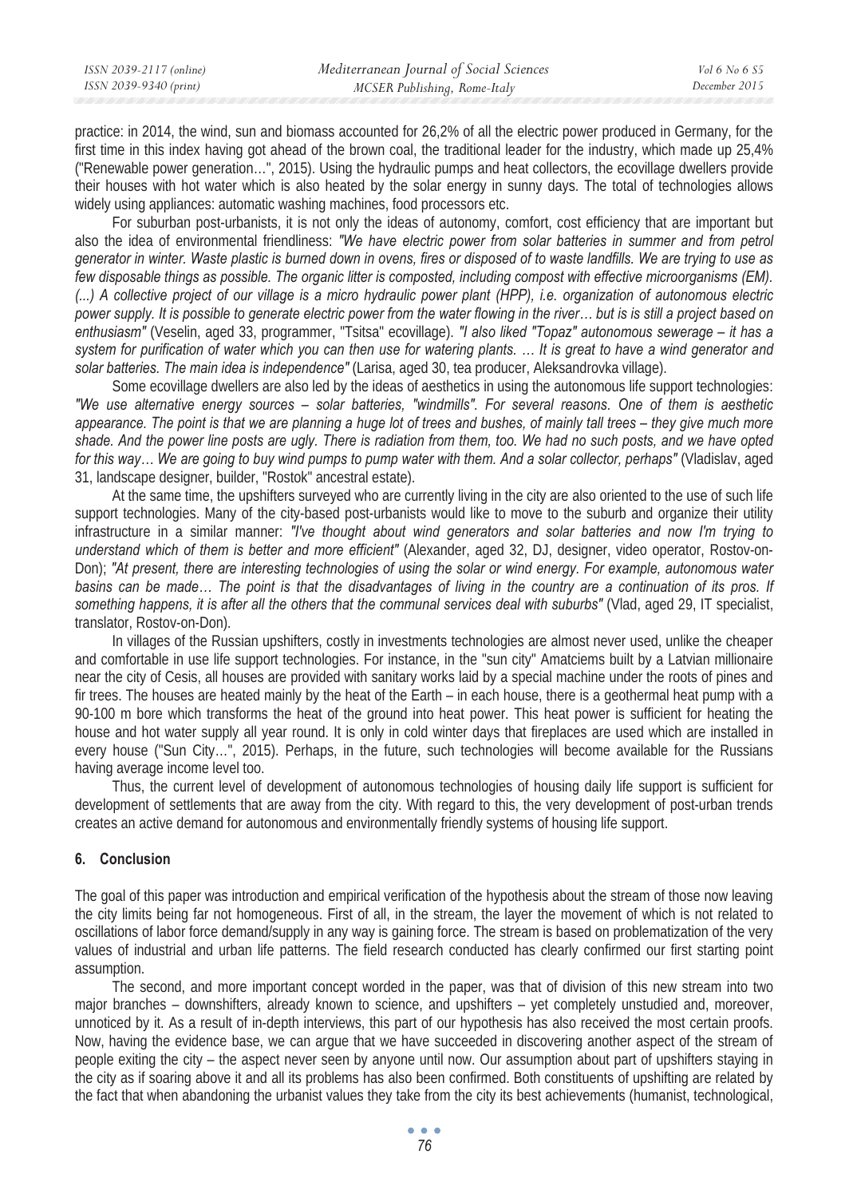practice: in 2014, the wind, sun and biomass accounted for 26,2% of all the electric power produced in Germany, for the first time in this index having got ahead of the brown coal, the traditional leader for the industry, which made up 25,4% ("Renewable power generation…", 2015). Using the hydraulic pumps and heat collectors, the ecovillage dwellers provide their houses with hot water which is also heated by the solar energy in sunny days. The total of technologies allows widely using appliances: automatic washing machines, food processors etc.

For suburban post-urbanists, it is not only the ideas of autonomy, comfort, cost efficiency that are important but also the idea of environmental friendliness: *"We have electric power from solar batteries in summer and from petrol generator in winter. Waste plastic is burned down in ovens, fires or disposed of to waste landfills. We are trying to use as few disposable things as possible. The organic litter is composted, including compost with effective microorganisms (EM). (...) A collective project of our village is a micro hydraulic power plant (HPP), i.e. organization of autonomous electric power supply. It is possible to generate electric power from the water flowing in the river… but is is still a project based on enthusiasm"* (Veselin, aged 33, programmer, "Tsitsa" ecovillage). *"I also liked "Topaz" autonomous sewerage – it has a system for purification of water which you can then use for watering plants. … It is great to have a wind generator and solar batteries. The main idea is independence"* (Larisa, aged 30, tea producer, Aleksandrovka village).

Some ecovillage dwellers are also led by the ideas of aesthetics in using the autonomous life support technologies: *"We use alternative energy sources – solar batteries, "windmills". For several reasons. One of them is aesthetic appearance. The point is that we are planning a huge lot of trees and bushes, of mainly tall trees – they give much more shade. And the power line posts are ugly. There is radiation from them, too. We had no such posts, and we have opted for this way… We are going to buy wind pumps to pump water with them. And a solar collector, perhaps"* (Vladislav, aged 31, landscape designer, builder, "Rostok" ancestral estate).

At the same time, the upshifters surveyed who are currently living in the city are also oriented to the use of such life support technologies. Many of the city-based post-urbanists would like to move to the suburb and organize their utility infrastructure in a similar manner: *"I've thought about wind generators and solar batteries and now I'm trying to understand which of them is better and more efficient"* (Alexander, aged 32, DJ, designer, video operator, Rostov-on-Don); *"At present, there are interesting technologies of using the solar or wind energy. For example, autonomous water basins can be made… The point is that the disadvantages of living in the country are a continuation of its pros. If something happens, it is after all the others that the communal services deal with suburbs"* (Vlad, aged 29, IT specialist, translator, Rostov-on-Don).

In villages of the Russian upshifters, costly in investments technologies are almost never used, unlike the cheaper and comfortable in use life support technologies. For instance, in the "sun city" Amatciems built by a Latvian millionaire near the city of Cesis, all houses are provided with sanitary works laid by a special machine under the roots of pines and fir trees. The houses are heated mainly by the heat of the Earth – in each house, there is a geothermal heat pump with a 90-100 m bore which transforms the heat of the ground into heat power. This heat power is sufficient for heating the house and hot water supply all year round. It is only in cold winter days that fireplaces are used which are installed in every house ("Sun City…", 2015). Perhaps, in the future, such technologies will become available for the Russians having average income level too.

Thus, the current level of development of autonomous technologies of housing daily life support is sufficient for development of settlements that are away from the city. With regard to this, the very development of post-urban trends creates an active demand for autonomous and environmentally friendly systems of housing life support.

## 6. Conclusion

The goal of this paper was introduction and empirical verification of the hypothesis about the stream of those now leaving the city limits being far not homogeneous. First of all, in the stream, the layer the movement of which is not related to oscillations of labor force demand/supply in any way is gaining force. The stream is based on problematization of the very values of industrial and urban life patterns. The field research conducted has clearly confirmed our first starting point assumption.

The second, and more important concept worded in the paper, was that of division of this new stream into two major branches – downshifters, already known to science, and upshifters – yet completely unstudied and, moreover, unnoticed by it. As a result of in-depth interviews, this part of our hypothesis has also received the most certain proofs. Now, having the evidence base, we can argue that we have succeeded in discovering another aspect of the stream of people exiting the city – the aspect never seen by anyone until now. Our assumption about part of upshifters staying in the city as if soaring above it and all its problems has also been confirmed. Both constituents of upshifting are related by the fact that when abandoning the urbanist values they take from the city its best achievements (humanist, technological,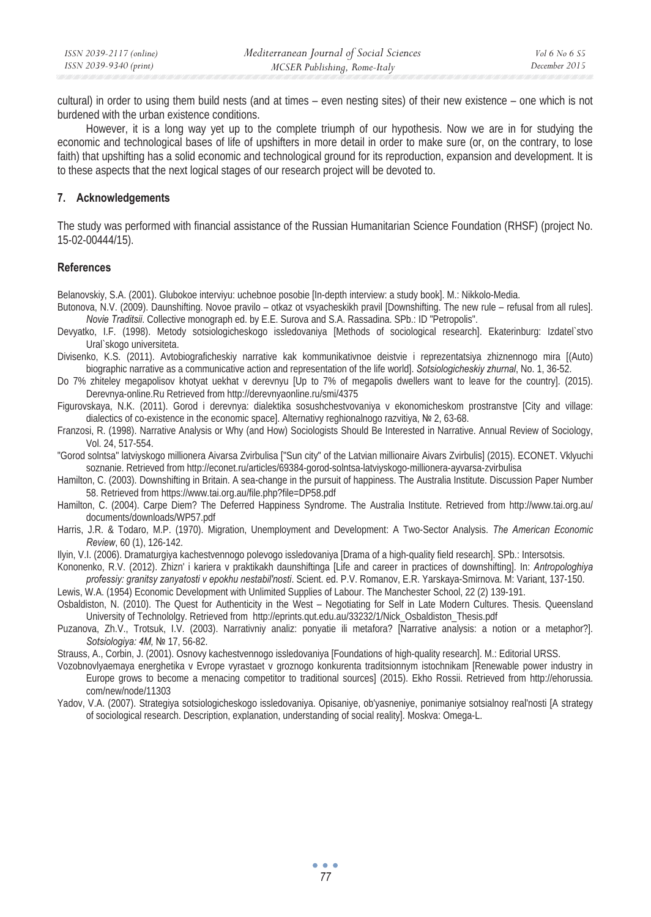cultural) in order to using them build nests (and at times – even nesting sites) of their new existence – one which is not burdened with the urban existence conditions.

However, it is a long way yet up to the complete triumph of our hypothesis. Now we are in for studying the economic and technological bases of life of upshifters in more detail in order to make sure (or, on the contrary, to lose faith) that upshifting has a solid economic and technological ground for its reproduction, expansion and development. It is to these aspects that the next logical stages of our research project will be devoted to.

## 7. Acknowledgements

The study was performed with financial assistance of the Russian Humanitarian Science Foundation (RHSF) (project No. 15-02-00444/15).

## References

Belanovskiy, S.A. (2001). Glubokoe interviyu: uchebnoe posobie [In-depth interview: a study book]. M.: Nikkolo-Media.

Butonova, N.V. (2009). Daunshifting. Novoe pravilo – otkaz ot vsyacheskikh pravil [Downshifting. The new rule – refusal from all rules]. *Novie Traditsii*. Collective monograph ed. by E.E. Surova and S.A. Rassadina. SPb.: ID "Petropolis".

Devyatko, I.F. (1998). Metody sotsiologicheskogo issledovaniya [Methods of sociological research]. Ekaterinburg: Izdatel`stvo Ural`skogo universiteta.

Divisenko, K.S. (2011). Avtobiograficheskiy narrative kak kommunikativnoe deistvie i reprezentatsiya zhiznennogo mira [(Auto) biographic narrative as a communicative action and representation of the life world]. *Sotsiologicheskiy zhurnal*, No. 1, 36-52.

Do 7% zhiteley megapolisov khotyat uekhat v derevnyu [Up to 7% of megapolis dwellers want to leave for the country]. (2015). Derevnya-online.Ru Retrieved from http://derevnyaonline.ru/smi/4375

Figurovskaya, N.K. (2011). Gorod i derevnya: dialektika sosushchestvovaniya v ekonomicheskom prostranstve [City and village: dialectics of co-existence in the economic space]. Alternativy reghionalnogo razvitiya, № 2, 63-68.

Franzosi, R. (1998). Narrative Analysis or Why (and How) Sociologists Should Be Interested in Narrative. Annual Review of Sociology, Vol. 24, 517-554.

"Gorod solntsa" latviyskogo millionera Aivarsa Zvirbulisa ["Sun city" of the Latvian millionaire Aivars Zvirbulis] (2015). ECONET. Vklyuchi soznanie. Retrieved from http://econet.ru/articles/69384-gorod-solntsa-latviyskogo-millionera-ayvarsa-zvirbulisa

Hamilton, C. (2003). Downshifting in Britain. A sea-change in the pursuit of happiness. The Australia Institute. Discussion Paper Number 58. Retrieved from https://www.tai.org.au/file.php?file=DP58.pdf

Hamilton, C. (2004). Carpe Diem? The Deferred Happiness Syndrome. The Australia Institute. Retrieved from http://www.tai.org.au/documents/downloads/WP57.pdf

Harris, J.R. & Todaro, M.P. (1970). Migration, Unemployment and Development: A Two-Sector Analysis. *The American Economic Review*, 60 (1), 126-142.

Ilyin, V.I. (2006). Dramaturgiya kachestvennogo polevogo issledovaniya [Drama of a high-quality field research]. SPb.: Intersotsis.

Kononenko, R.V. (2012). Zhizn' i kariera v praktikakh daunshiftinga [Life and career in practices of downshifting]. In: *Antropologhiya professiy: granitsy zanyatosti v epokhu nestabil'nosti*. Scient. ed. P.V. Romanov, E.R. Yarskaya-Smirnova. M: Variant, 137-150.

Lewis, W.A. (1954) Economic Development with Unlimited Supplies of Labour. The Manchester School, 22 (2) 139-191.

Osbaldiston, N. (2010). The Quest for Authenticity in the West – Negotiating for Self in Late Modern Cultures. Thesis. Queensland University of Technololgy. Retrieved from http://eprints.qut.edu.au/33232/1/Nick_Osbaldiston_Thesis.pdf

Puzanova, Zh.V., Trotsuk, I.V. (2003). Narrativniy analiz: ponyatie ili metafora? [Narrative analysis: a notion or a metaphor?]. *Sotsiologiya: 4M,* № 17, 56-82.

Strauss, A., Corbin, J. (2001). Osnovy kachestvennogo issledovaniya [Foundations of high-quality research]. M.: Editorial URSS.

Vozobnovlyaemaya energhetika v Evrope vyrastaet v groznogo konkurenta traditsionnym istochnikam [Renewable power industry in Europe grows to become a menacing competitor to traditional sources] (2015). Ekho Rossii. Retrieved from http://ehorussia.com/new/node/11303

Yadov, V.A. (2007). Strategiya sotsiologicheskogo issledovaniya. Opisaniye, ob'yasneniye, ponimaniye sotsialnoy real'nosti [A strategy of sociological research. Description, explanation, understanding of social reality]. Moskva: Omega-L.